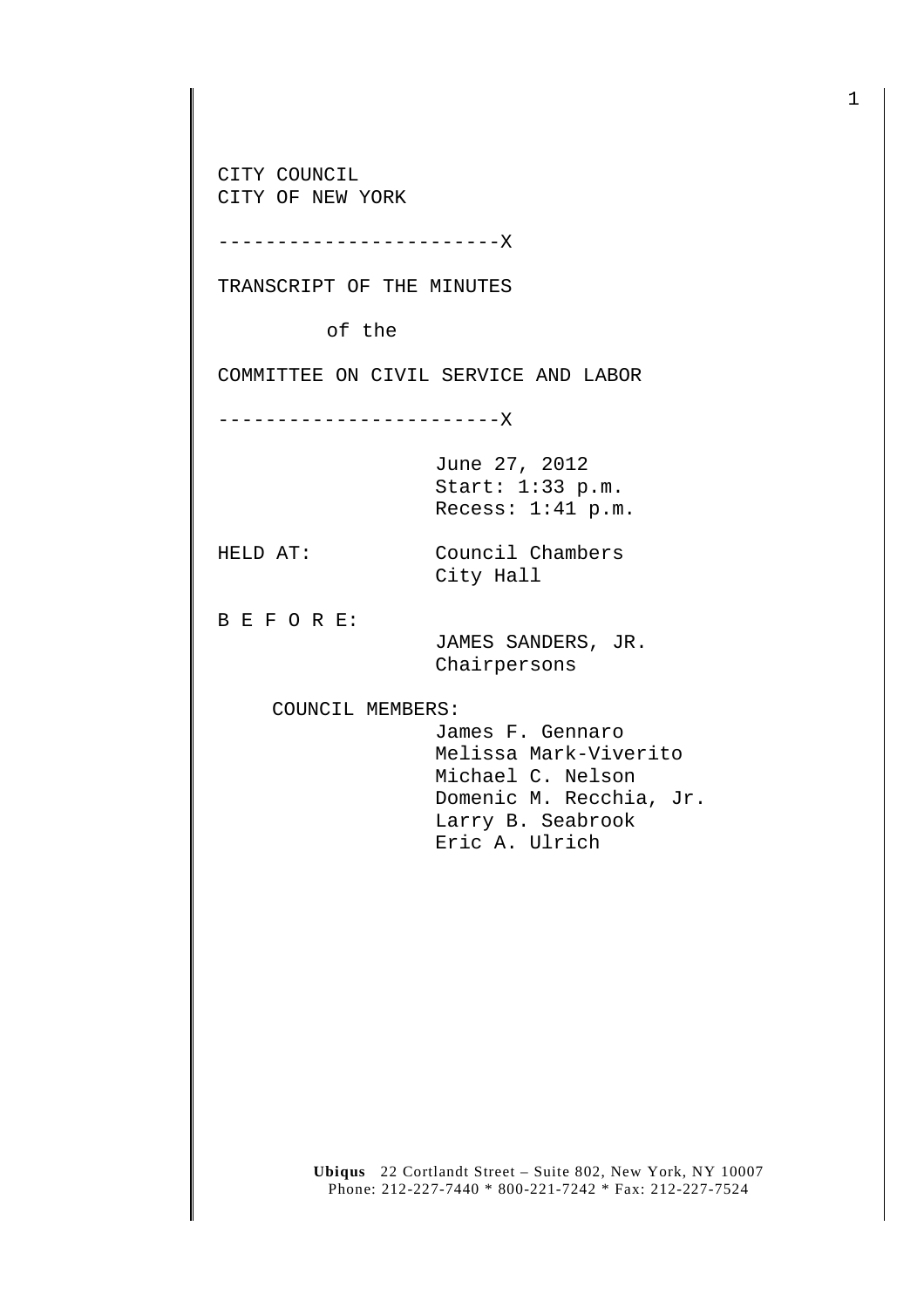CITY COUNCIL
CITY OF NEW YORK

------------------------X

TRANSCRIPT OF THE MINUTES

of the

COMMITTEE ON CIVIL SERVICE AND LABOR

------------------------X

June 27, 2012
Start: 1:33 p.m.
Recess: 1:41 p.m.

HELD AT: Council Chambers
City Hall

B E F O R E:

JAMES SANDERS, JR.
Chairpersons

COUNCIL MEMBERS:

James F. Gennaro
Melissa Mark-Viverito
Michael C. Nelson
Domenic M. Recchia, Jr.
Larry B. Seabrook
Eric A. Ulrich

**Ubiqus** 22 Cortlandt Street – Suite 802, New York, NY 10007
Phone: 212-227-7440 * 800-221-7242 * Fax: 212-227-7524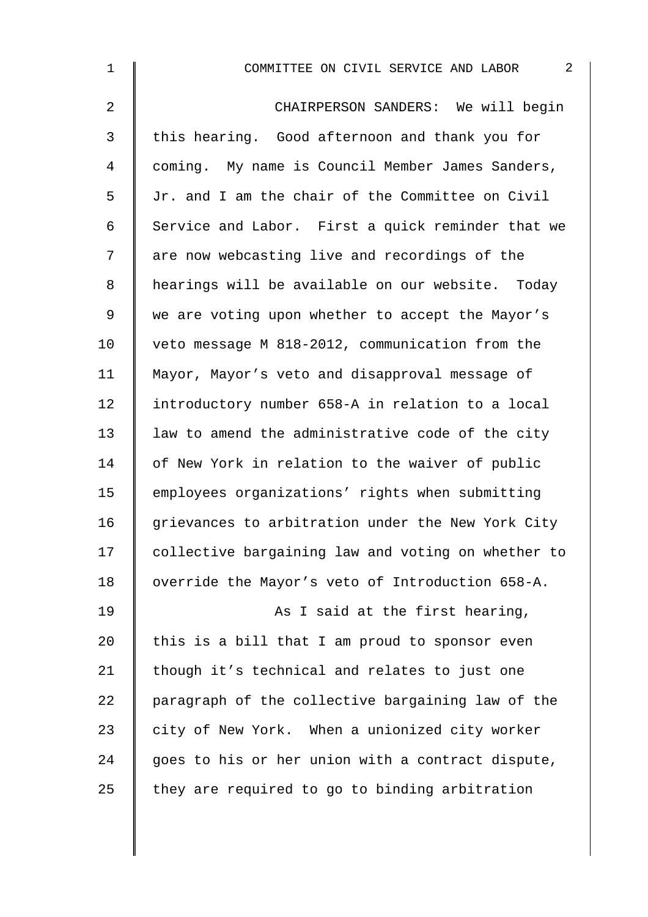CHAIRPERSON SANDERS: We will begin this hearing. Good afternoon and thank you for coming. My name is Council Member James Sanders, Jr. and I am the chair of the Committee on Civil Service and Labor. First a quick reminder that we are now webcasting live and recordings of the hearings will be available on our website. Today we are voting upon whether to accept the Mayor's veto message M 818-2012, communication from the Mayor, Mayor's veto and disapproval message of introductory number 658-A in relation to a local law to amend the administrative code of the city of New York in relation to the waiver of public employees organizations' rights when submitting grievances to arbitration under the New York City collective bargaining law and voting on whether to override the Mayor's veto of Introduction 658-A.

As I said at the first hearing, this is a bill that I am proud to sponsor even though it's technical and relates to just one paragraph of the collective bargaining law of the city of New York. When a unionized city worker goes to his or her union with a contract dispute, they are required to go to binding arbitration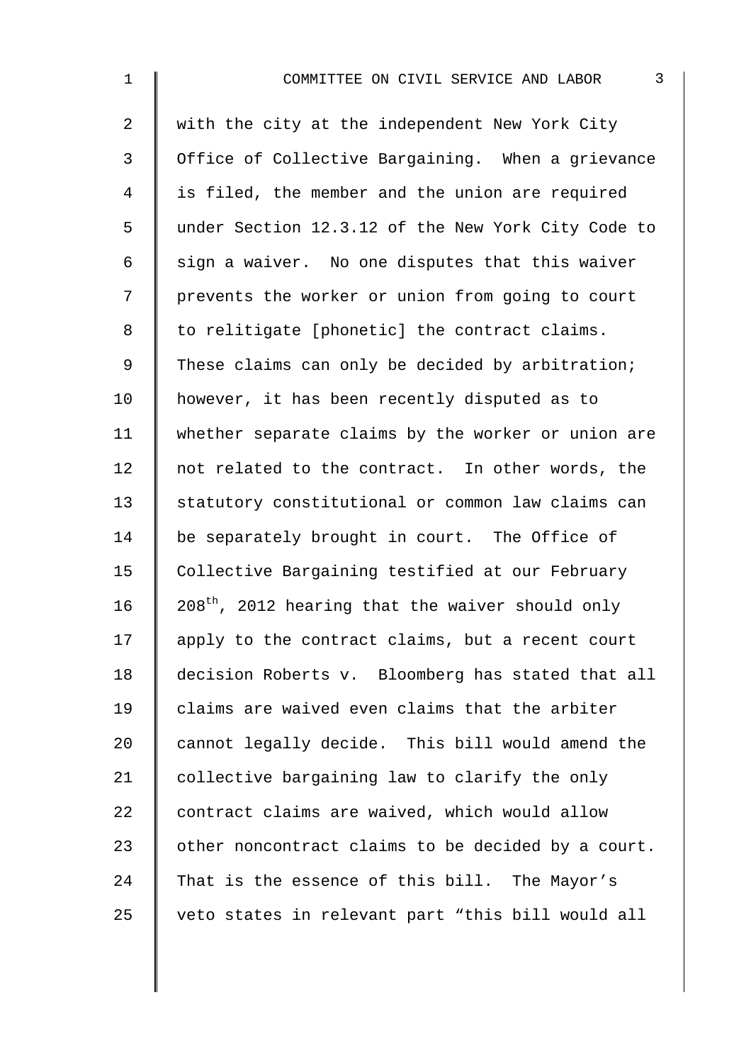with the city at the independent New York City Office of Collective Bargaining. When a grievance is filed, the member and the union are required under Section 12.3.12 of the New York City Code to sign a waiver. No one disputes that this waiver prevents the worker or union from going to court to relitigate [phonetic] the contract claims. These claims can only be decided by arbitration; however, it has been recently disputed as to whether separate claims by the worker or union are not related to the contract. In other words, the statutory constitutional or common law claims can be separately brought in court. The Office of Collective Bargaining testified at our February 208th, 2012 hearing that the waiver should only apply to the contract claims, but a recent court decision Roberts v. Bloomberg has stated that all claims are waived even claims that the arbiter cannot legally decide. This bill would amend the collective bargaining law to clarify the only contract claims are waived, which would allow other noncontract claims to be decided by a court. That is the essence of this bill. The Mayor's veto states in relevant part "this bill would all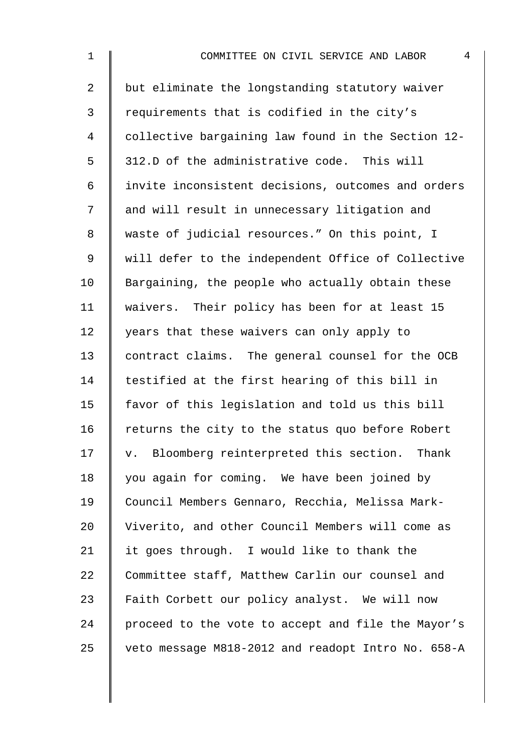but eliminate the longstanding statutory waiver requirements that is codified in the city's collective bargaining law found in the Section 12-312.D of the administrative code. This will invite inconsistent decisions, outcomes and orders and will result in unnecessary litigation and waste of judicial resources." On this point, I will defer to the independent Office of Collective Bargaining, the people who actually obtain these waivers. Their policy has been for at least 15 years that these waivers can only apply to contract claims. The general counsel for the OCB testified at the first hearing of this bill in favor of this legislation and told us this bill returns the city to the status quo before Robert v. Bloomberg reinterpreted this section. Thank you again for coming. We have been joined by Council Members Gennaro, Recchia, Melissa Mark-Viverito, and other Council Members will come as it goes through. I would like to thank the Committee staff, Matthew Carlin our counsel and Faith Corbett our policy analyst. We will now proceed to the vote to accept and file the Mayor's veto message M818-2012 and readopt Intro No. 658-A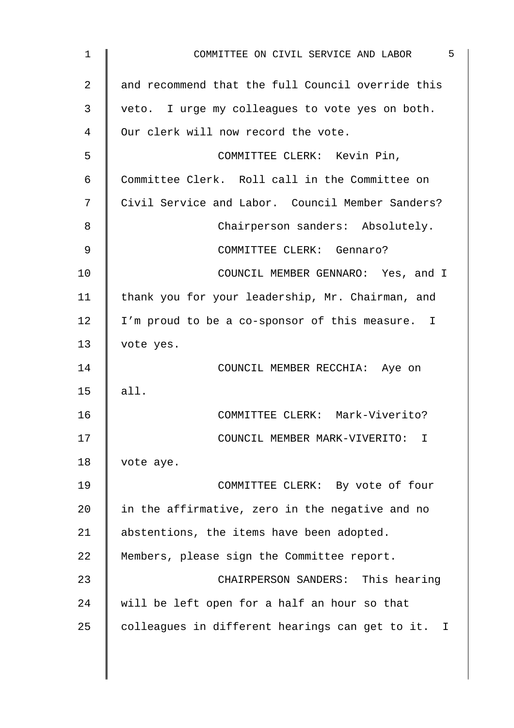and recommend that the full Council override this veto. I urge my colleagues to vote yes on both. Our clerk will now record the vote.

COMMITTEE CLERK: Kevin Pin, Committee Clerk. Roll call in the Committee on Civil Service and Labor. Council Member Sanders?

Chairperson sanders: Absolutely.

COMMITTEE CLERK: Gennaro?

COUNCIL MEMBER GENNARO: Yes, and I thank you for your leadership, Mr. Chairman, and I'm proud to be a co-sponsor of this measure. I vote yes.

COUNCIL MEMBER RECCHIA: Aye on all.

COMMITTEE CLERK: Mark-Viverito?

COUNCIL MEMBER MARK-VIVERITO: I vote aye.

COMMITTEE CLERK: By vote of four in the affirmative, zero in the negative and no abstentions, the items have been adopted. Members, please sign the Committee report.

CHAIRPERSON SANDERS: This hearing will be left open for a half an hour so that colleagues in different hearings can get to it. I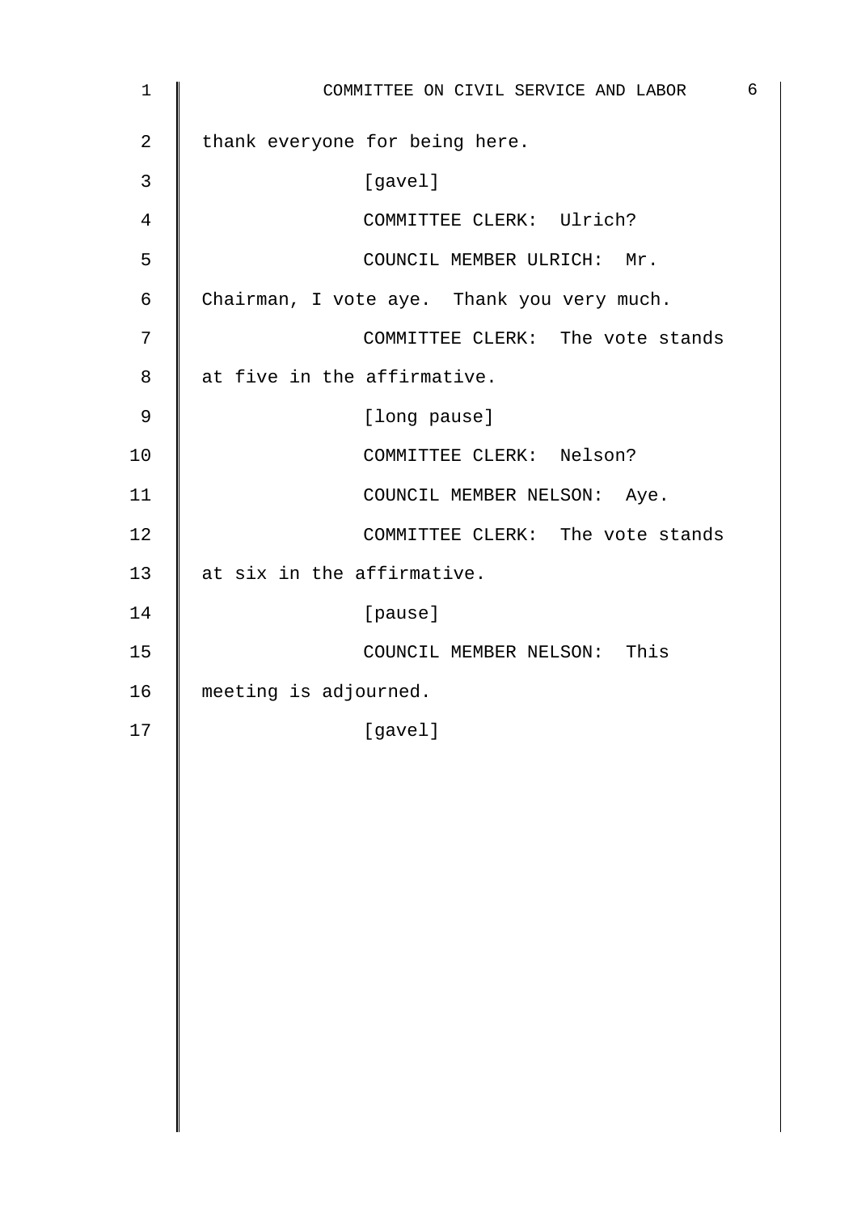thank everyone for being here.

[gavel]

COMMITTEE CLERK: Ulrich?

COUNCIL MEMBER ULRICH: Mr. Chairman, I vote aye. Thank you very much.

COMMITTEE CLERK: The vote stands at five in the affirmative.

[long pause]

COMMITTEE CLERK: Nelson?

COUNCIL MEMBER NELSON: Aye.

COMMITTEE CLERK: The vote stands at six in the affirmative.

[pause]

COUNCIL MEMBER NELSON: This meeting is adjourned.

[gavel]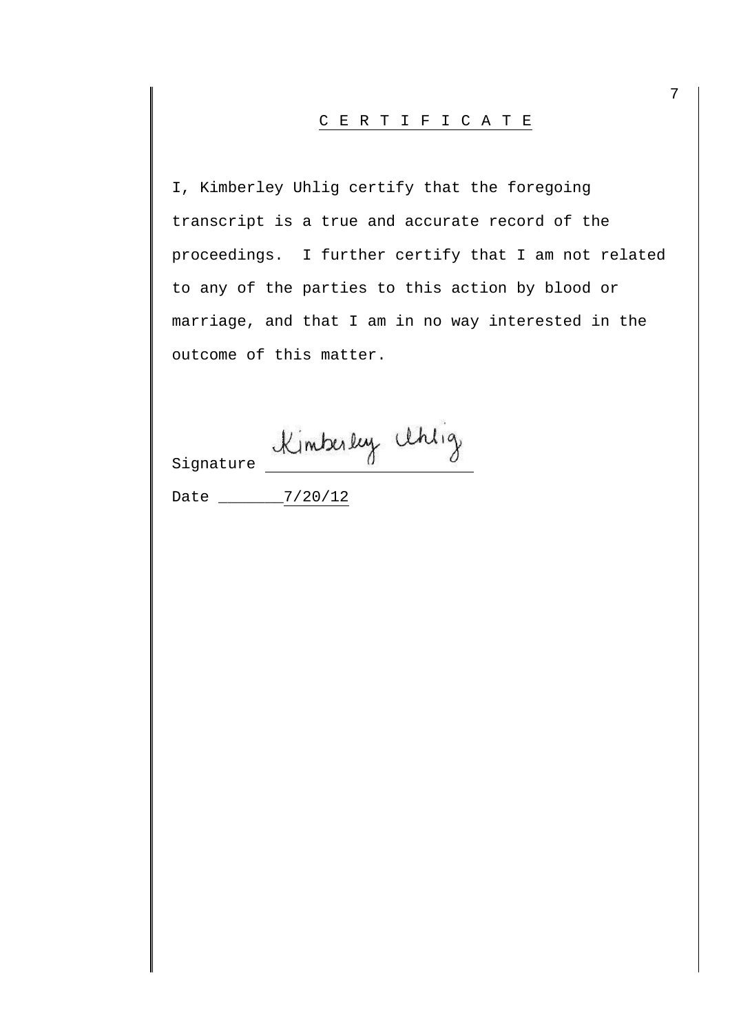# C E R T I F I C A T E

I, Kimberley Uhlig certify that the foregoing transcript is a true and accurate record of the proceedings. I further certify that I am not related to any of the parties to this action by blood or marriage, and that I am in no way interested in the outcome of this matter.

Signature Kimberley Uhlig

Date 7/20/12